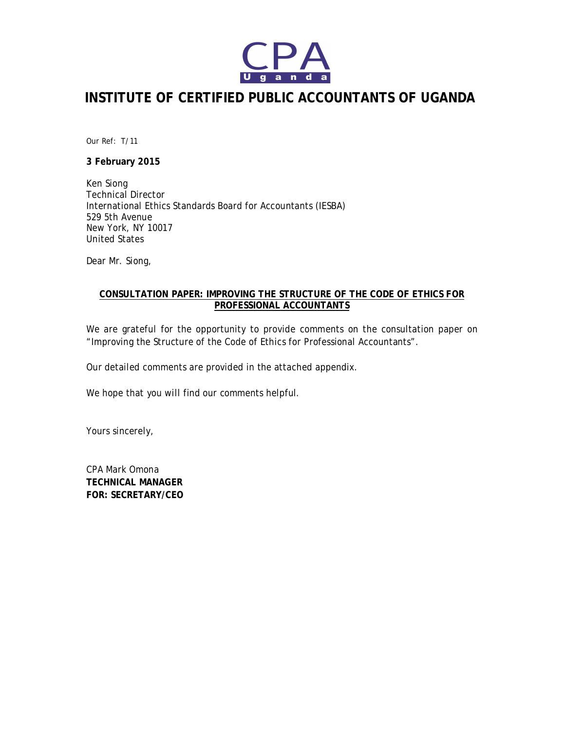CPA
Uganda

# INSTITUTE OF CERTIFIED PUBLIC ACCOUNTANTS OF UGANDA

Our Ref: T/11

**3 February 2015**

Ken Siong
Technical Director
International Ethics Standards Board for Accountants (IESBA)
529 5th Avenue
New York, NY 10017
United States

Dear Mr. Siong,

**CONSULTATION PAPER: IMPROVING THE STRUCTURE OF THE CODE OF ETHICS FOR PROFESSIONAL ACCOUNTANTS**

We are grateful for the opportunity to provide comments on the consultation paper on "Improving the Structure of the Code of Ethics for Professional Accountants".

Our detailed comments are provided in the attached appendix.

We hope that you will find our comments helpful.

Yours sincerely,

CPA Mark Omona
**TECHNICAL MANAGER**
**FOR: SECRETARY/CEO**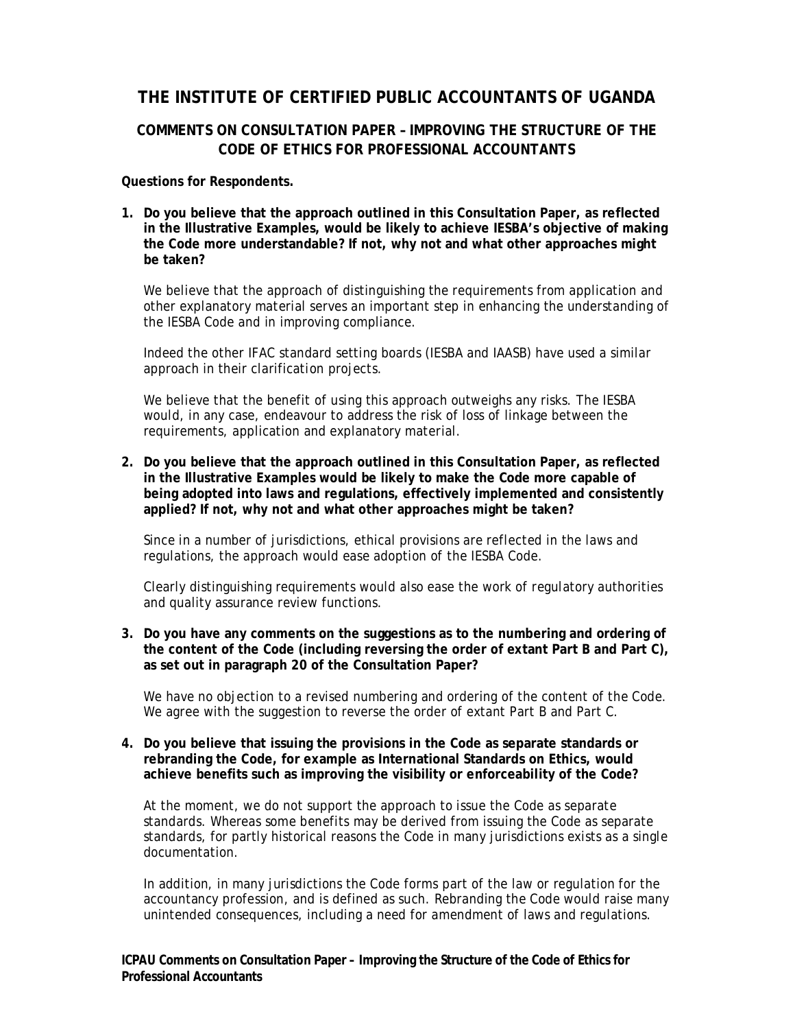# THE INSTITUTE OF CERTIFIED PUBLIC ACCOUNTANTS OF UGANDA

## COMMENTS ON CONSULTATION PAPER – IMPROVING THE STRUCTURE OF THE CODE OF ETHICS FOR PROFESSIONAL ACCOUNTANTS

**Questions for Respondents.**

1. **Do you believe that the approach outlined in this Consultation Paper, as reflected in the Illustrative Examples, would be likely to achieve IESBA's objective of making the Code more understandable? If not, why not and what other approaches might be taken?**

   We believe that the approach of distinguishing the requirements from application and other explanatory material serves an important step in enhancing the understanding of the IESBA Code and in improving compliance.

   Indeed the other IFAC standard setting boards (IESBA and IAASB) have used a similar approach in their clarification projects.

   We believe that the benefit of using this approach outweighs any risks. The IESBA would, in any case, endeavour to address the risk of loss of linkage between the requirements, application and explanatory material.

2. **Do you believe that the approach outlined in this Consultation Paper, as reflected in the Illustrative Examples would be likely to make the Code more capable of being adopted into laws and regulations, effectively implemented and consistently applied? If not, why not and what other approaches might be taken?**

   Since in a number of jurisdictions, ethical provisions are reflected in the laws and regulations, the approach would ease adoption of the IESBA Code.

   Clearly distinguishing requirements would also ease the work of regulatory authorities and quality assurance review functions.

3. **Do you have any comments on the suggestions as to the numbering and ordering of the content of the Code (including reversing the order of extant Part B and Part C), as set out in paragraph 20 of the Consultation Paper?**

   We have no objection to a revised numbering and ordering of the content of the Code. We agree with the suggestion to reverse the order of extant Part B and Part C.

4. **Do you believe that issuing the provisions in the Code as separate standards or rebranding the Code, for example as International Standards on Ethics, would achieve benefits such as improving the visibility or enforceability of the Code?**

   At the moment, we do not support the approach to issue the Code as separate standards. Whereas some benefits may be derived from issuing the Code as separate standards, for partly historical reasons the Code in many jurisdictions exists as a single documentation.

   In addition, in many jurisdictions the Code forms part of the law or regulation for the accountancy profession, and is defined as such. Rebranding the Code would raise many unintended consequences, including a need for amendment of laws and regulations.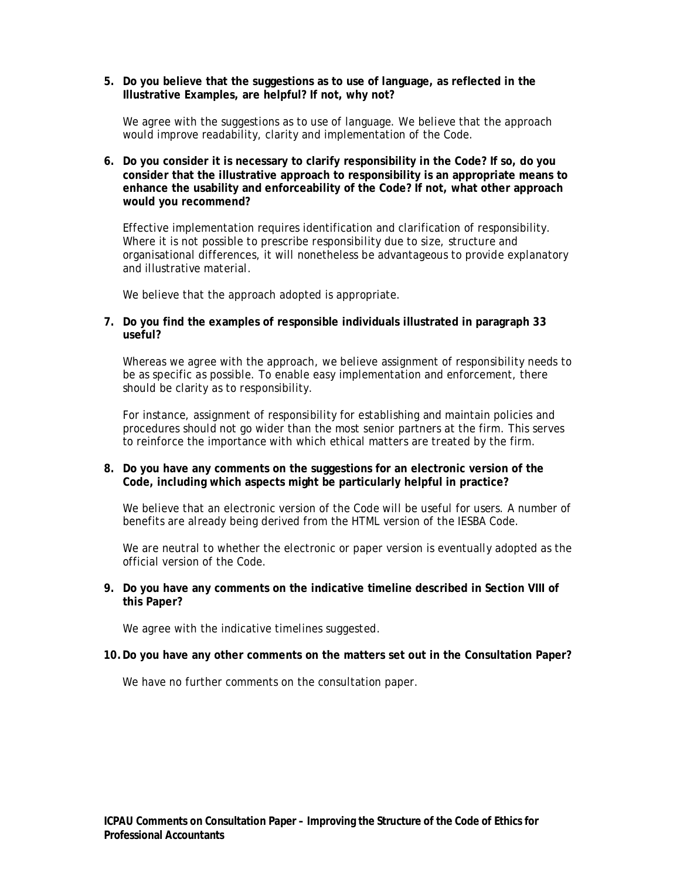**5. Do you believe that the suggestions as to use of language, as reflected in the Illustrative Examples, are helpful? If not, why not?**

We agree with the suggestions as to use of language. We believe that the approach would improve readability, clarity and implementation of the Code.

**6. Do you consider it is necessary to clarify responsibility in the Code? If so, do you consider that the illustrative approach to responsibility is an appropriate means to enhance the usability and enforceability of the Code? If not, what other approach would you recommend?**

Effective implementation requires identification and clarification of responsibility. Where it is not possible to prescribe responsibility due to size, structure and organisational differences, it will nonetheless be advantageous to provide explanatory and illustrative material.

We believe that the approach adopted is appropriate.

**7. Do you find the examples of responsible individuals illustrated in paragraph 33 useful?**

Whereas we agree with the approach, we believe assignment of responsibility needs to be as specific as possible. To enable easy implementation and enforcement, there should be clarity as to responsibility.

For instance, assignment of responsibility for establishing and maintain policies and procedures should not go wider than the most senior partners at the firm. This serves to reinforce the importance with which ethical matters are treated by the firm.

**8. Do you have any comments on the suggestions for an electronic version of the Code, including which aspects might be particularly helpful in practice?**

We believe that an electronic version of the Code will be useful for users. A number of benefits are already being derived from the HTML version of the IESBA Code.

We are neutral to whether the electronic or paper version is eventually adopted as the official version of the Code.

**9. Do you have any comments on the indicative timeline described in Section VIII of this Paper?**

We agree with the indicative timelines suggested.

**10. Do you have any other comments on the matters set out in the Consultation Paper?**

We have no further comments on the consultation paper.